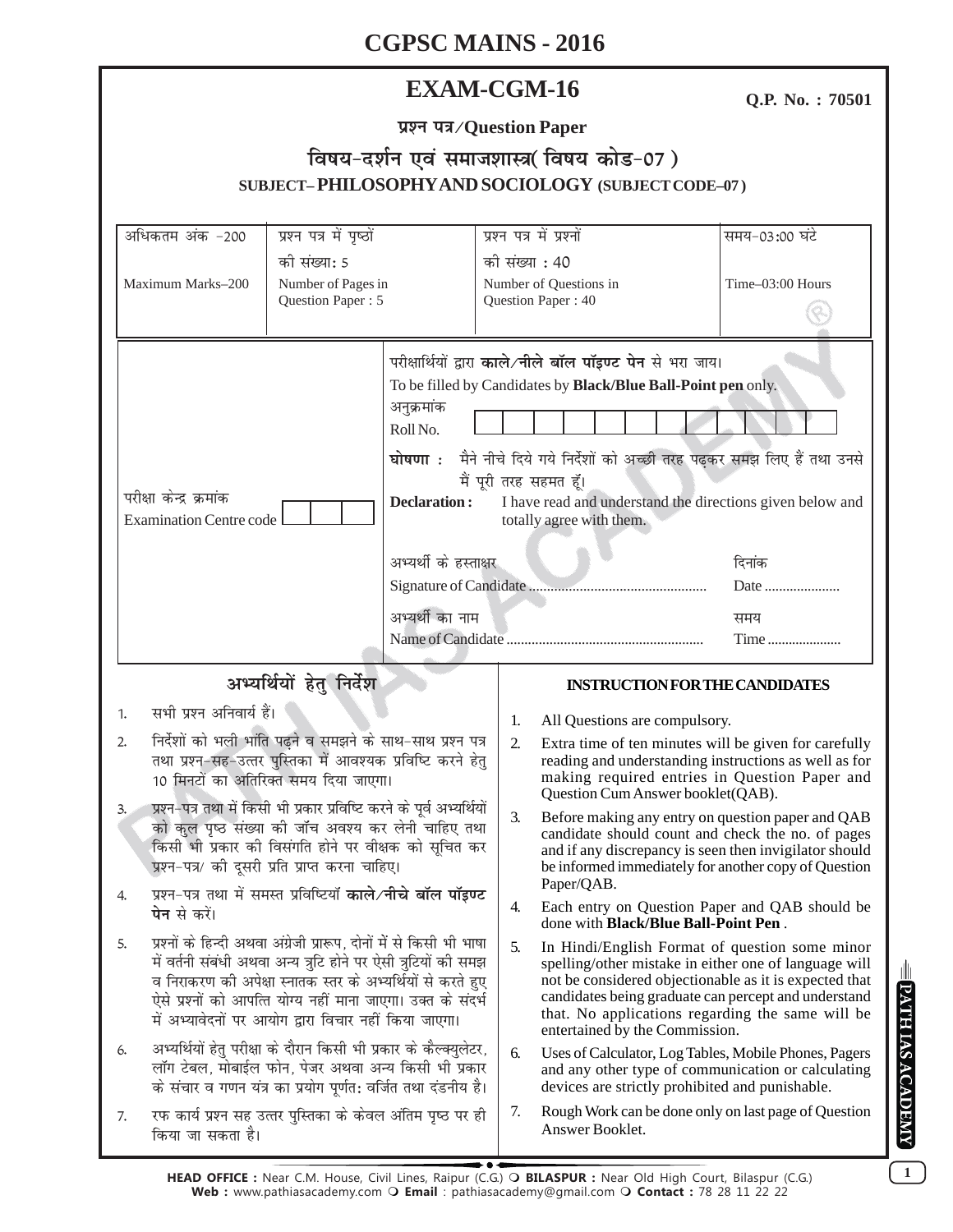# CGPSC MAINS - 2016

## EXAM-CGM-16

**Q.P. No. : 70501**

**प्रश्न पत्र/Question Paper**

**विषय-दर्शन एवं समाजशास्त्र( विषय कोड-07 )**

**SUBJECT– PHILOSOPHY AND SOCIOLOGY (SUBJECT CODE–07)**

| अधिकतम अंक -200<br>Maximum Marks–200 | प्रश्न पत्र में पृष्ठों की संख्या: 5<br>Number of Pages in Question Paper : 5 | प्रश्न पत्र में प्रश्नों की संख्या : 40<br>Number of Questions in Question Paper : 40 | समय-03:00 घंटे<br>Time–03:00 Hours |
|---|---|---|---|

परीक्षा केन्द्र क्रमांक
Examination Centre code

परीक्षार्थियों द्वारा **काले/नीले बॉल पॉइण्ट पेन** से भरा जाय।
To be filled by Candidates by **Black/Blue Ball-Point pen** only.

अनुक्रमांक
Roll No.

**घोषणा :** मैंने नीचे दिये गये निर्देशों को अच्छी तरह पढ़कर समझ लिए हैं तथा उनसे मैं पूरी तरह सहमत हूँ।

**Declaration :** I have read and understand the directions given below and totally agree with them.

अभ्यर्थी के हस्ताक्षर
Signature of Candidate ................................................

दिनांक
Date .....................

अभ्यर्थी का नाम
Name of Candidate ......................................................

समय
Time .....................

### अभ्यर्थियों हेतु निर्देश

1. सभी प्रश्न अनिवार्य हैं।
2. निर्देशों को भली भांति पढ़ने व समझने के साथ-साथ प्रश्न पत्र तथा प्रश्न-सह-उत्तर पुस्तिका में आवश्यक प्रविष्टि करने हेतु 10 मिनटों का अतिरिक्त समय दिया जाएगा।
3. प्रश्न-पत्र तथा में किसी भी प्रकार प्रविष्टि करने के पूर्व अभ्यर्थियों को कुल पृष्ठ संख्या की जाँच अवश्य कर लेनी चाहिए तथा किसी भी प्रकार की विसंगति होने पर वीक्षक को सूचित कर प्रश्न-पत्र/ की दूसरी प्रति प्राप्त करना चाहिए।
4. प्रश्न-पत्र तथा में समस्त प्रविष्टियाँ **काले/नीचे बॉल पॉइण्ट पेन** से करें।
5. प्रश्नों के हिन्दी अथवा अंग्रेजी प्रारूप, दोनों में से किसी भी भाषा में वर्तनी संबंधी अथवा अन्य त्रुटि होने पर ऐसी त्रुटियों की समझ व निराकरण की अपेक्षा स्नातक स्तर के अभ्यर्थियों से करते हुए ऐसे प्रश्नों को आपत्ति योग्य नहीं माना जाएगा। उक्त के संदर्भ में अभ्यावेदनों पर आयोग द्वारा विचार नहीं किया जाएगा।
6. अभ्यर्थियों हेतु परीक्षा के दौरान किसी भी प्रकार के कैल्क्युलेटर, लॉग टेबल, मोबाईल फोन, पेजर अथवा अन्य किसी भी प्रकार के संचार व गणन यंत्र का प्रयोग पूर्णतः वर्जित तथा दंडनीय है।
7. रफ कार्य प्रश्न सह उत्तर पुस्तिका के केवल अंतिम पृष्ठ पर ही किया जा सकता है।

### INSTRUCTION FOR THE CANDIDATES

1. All Questions are compulsory.
2. Extra time of ten minutes will be given for carefully reading and understanding instructions as well as for making required entries in Question Paper and Question Cum Answer booklet(QAB).
3. Before making any entry on question paper and QAB candidate should count and check the no. of pages and if any discrepancy is seen then invigilator should be informed immediately for another copy of Question Paper/QAB.
4. Each entry on Question Paper and QAB should be done with **Black/Blue Ball-Point Pen**.
5. In Hindi/English Format of question some minor spelling/other mistake in either one of language will not be considered objectionable as it is expected that candidates being graduate can percept and understand that. No applications regarding the same will be entertained by the Commission.
6. Uses of Calculator, Log Tables, Mobile Phones, Pagers and any other type of communication or calculating devices are strictly prohibited and punishable.
7. Rough Work can be done only on last page of Question Answer Booklet.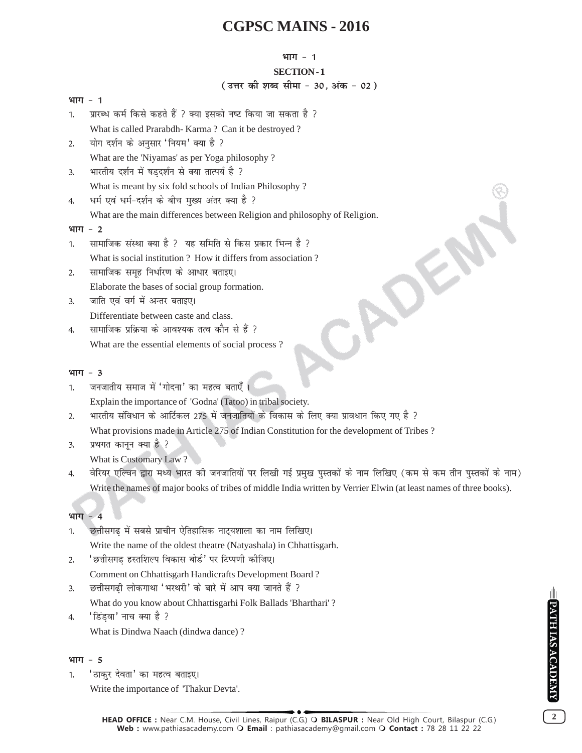# CGPSC MAINS - 2016

**भाग - 1**

**SECTION-1**

**( उत्तर की शब्द सीमा - 30, अंक - 02 )**

**भाग - 1**

1. प्रारब्ध कर्म किसे कहते हैं ? क्या इसको नष्ट किया जा सकता है ?
   What is called Prarabdh- Karma ? Can it be destroyed ?
2. योग दर्शन के अनुसार 'नियम' क्या है ?
   What are the 'Niyamas' as per Yoga philosophy ?
3. भारतीय दर्शन में षड्दर्शन से क्या तात्पर्य है ?
   What is meant by six fold schools of Indian Philosophy ?
4. धर्म एवं धर्म-दर्शन के बीच मुख्य अंतर क्या है ?
   What are the main differences between Religion and philosophy of Religion.

**भाग - 2**

1. सामाजिक संस्था क्या है ? यह समिति से किस प्रकार भिन्न है ?
   What is social institution ? How it differs from association ?
2. सामाजिक समूह निर्धारण के आधार बताइए।
   Elaborate the bases of social group formation.
3. जाति एवं वर्ग में अन्तर बताइए।
   Differentiate between caste and class.
4. सामाजिक प्रक्रिया के आवश्यक तत्व कौन से हैं ?
   What are the essential elements of social process ?

**भाग - 3**

1. जनजातीय समाज में 'गोदना' का महत्व बताएँ ।
   Explain the importance of 'Godna' (Tatoo) in tribal society.
2. भारतीय संविधान के आर्टिकल 275 में जनजातियों के विकास के लिए क्या प्रावधान किए गए है ?
   What provisions made in Article 275 of Indian Constitution for the development of Tribes ?
3. प्रथगत कानून क्या है ?
   What is Customary Law ?
4. वेरियर एल्विन द्वारा मध्य भारत की जनजातियों पर लिखी गई प्रमुख पुस्तकों के नाम लिखिए (कम से कम तीन पुस्तकों के नाम)
   Write the names of major books of tribes of middle India written by Verrier Elwin (at least names of three books).

**भाग - 4**

1. छत्तीसगढ़ में सबसे प्राचीन ऐतिहासिक नाट्यशाला का नाम लिखिए।
   Write the name of the oldest theatre (Natyashala) in Chhattisgarh.
2. 'छत्तीसगढ़ हस्तशिल्प विकास बोर्ड' पर टिप्पणी कीजिए।
   Comment on Chhattisgarh Handicrafts Development Board ?
3. छत्तीसगढ़ी लोकगाथा 'भरथरी' के बारे में आप क्या जानते हैं ?
   What do you know about Chhattisgarhi Folk Ballads 'Bharthari' ?
4. 'डिंड़वा' नाच क्या है ?
   What is Dindwa Naach (dindwa dance) ?

**भाग - 5**

1. 'ठाकुर देवता' का महत्व बताइए।
   Write the importance of 'Thakur Devta'.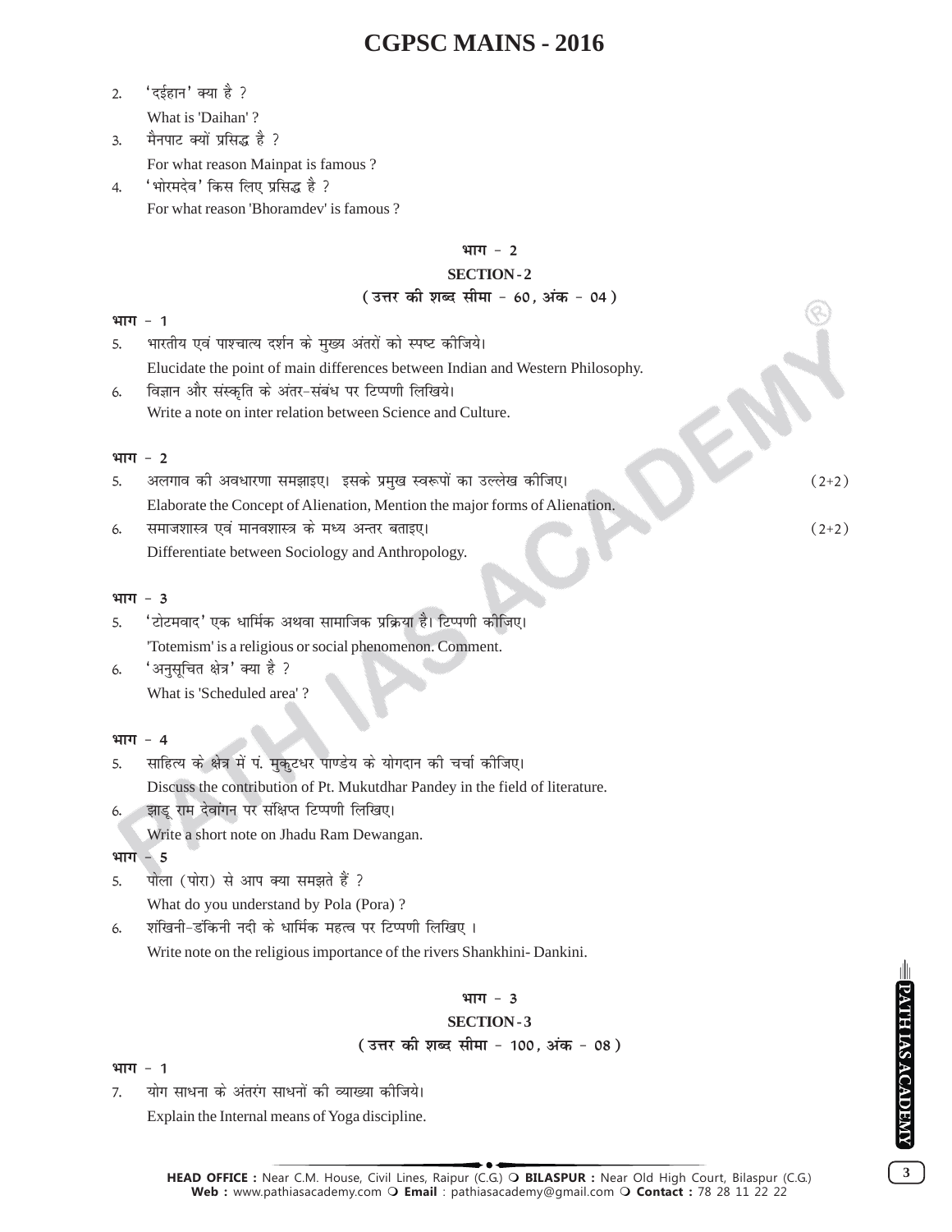2. 'दईहान' क्या है ?

   What is 'Daihan' ?

3. मैनपाट क्यों प्रसिद्ध है ?

   For what reason Mainpat is famous ?

4. 'भोरमदेव' किस लिए प्रसिद्ध है ?

   For what reason 'Bhoramdev' is famous ?

## भाग - 2

## SECTION-2

### (उत्तर की शब्द सीमा - 60, अंक - 04)

**भाग - 1**

5. भारतीय एवं पाश्चात्य दर्शन के मुख्य अंतरों को स्पष्ट कीजिये।

   Elucidate the point of main differences between Indian and Western Philosophy.

6. विज्ञान और संस्कृति के अंतर-संबंध पर टिप्पणी लिखिये।

   Write a note on inter relation between Science and Culture.

**भाग - 2**

5. अलगाव की अवधारणा समझाइए। इसके प्रमुख स्वरूपों का उल्लेख कीजिए। (2+2)

   Elaborate the Concept of Alienation, Mention the major forms of Alienation.

6. समाजशास्त्र एवं मानवशास्त्र के मध्य अन्तर बताइए। (2+2)

   Differentiate between Sociology and Anthropology.

**भाग - 3**

5. 'टोटमवाद' एक धार्मिक अथवा सामाजिक प्रक्रिया है। टिप्पणी कीजिए।

   'Totemism' is a religious or social phenomenon. Comment.

6. 'अनुसूचित क्षेत्र' क्या है ?

   What is 'Scheduled area' ?

**भाग - 4**

5. साहित्य के क्षेत्र में पं. मुकुटधर पाण्डेय के योगदान की चर्चा कीजिए।

   Discuss the contribution of Pt. Mukutdhar Pandey in the field of literature.

6. झाड़ू राम देवांगन पर संक्षिप्त टिप्पणी लिखिए।

   Write a short note on Jhadu Ram Dewangan.

**भाग - 5**

5. पोला (पोरा) से आप क्या समझते हैं ?

   What do you understand by Pola (Pora) ?

6. शंखिनी-डंकिनी नदी के धार्मिक महत्व पर टिप्पणी लिखिए ।

   Write note on the religious importance of the rivers Shankhini- Dankini.

## भाग - 3

## SECTION-3

### (उत्तर की शब्द सीमा - 100, अंक - 08)

**भाग - 1**

7. योग साधना के अंतरंग साधनों की व्याख्या कीजिये।

   Explain the Internal means of Yoga discipline.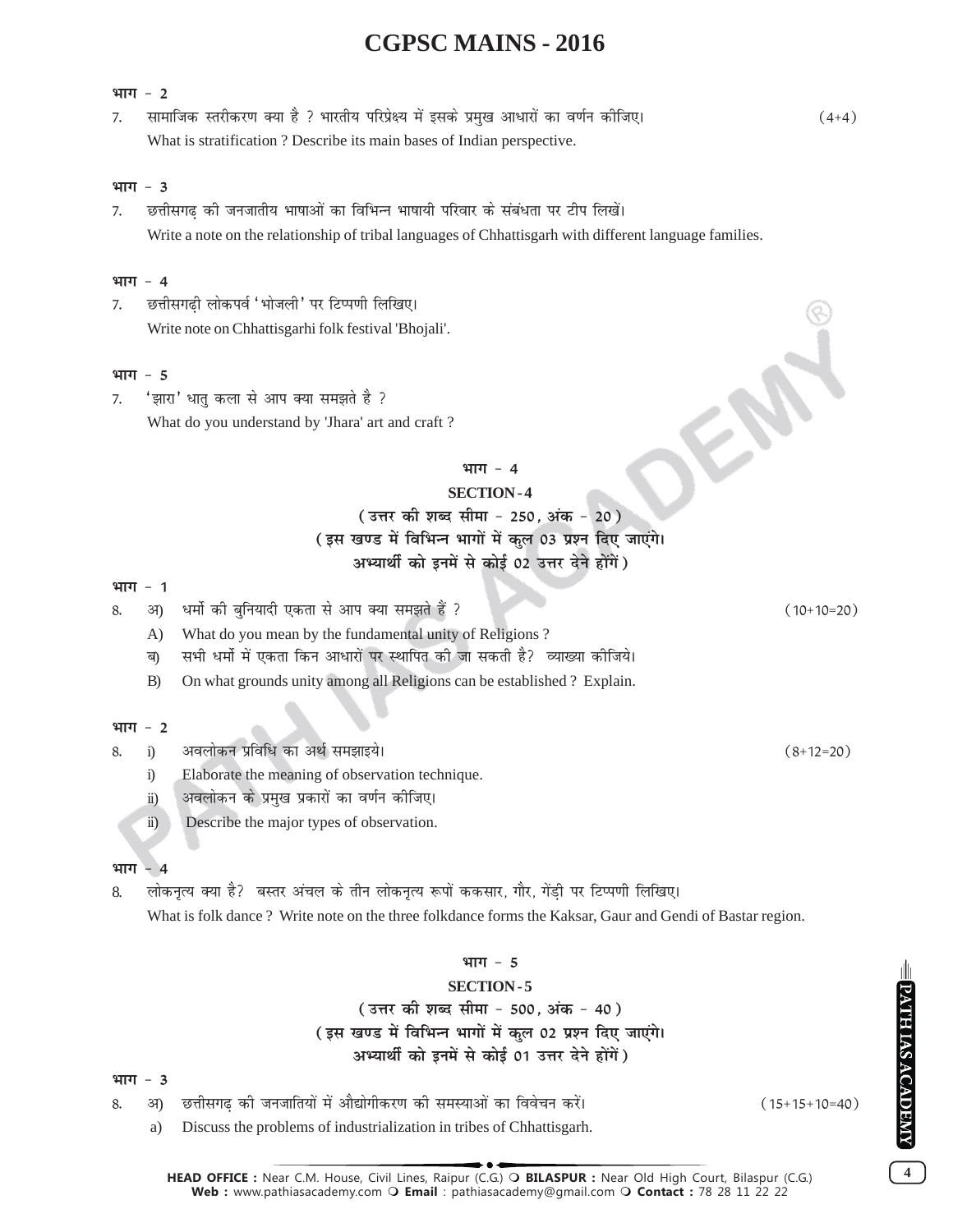**भाग - 2**

7. सामाजिक स्तरीकरण क्या है ? भारतीय परिप्रेक्ष्य में इसके प्रमुख आधारों का वर्णन कीजिए। (4+4)

   What is stratification ? Describe its main bases of Indian perspective.

**भाग - 3**

7. छत्तीसगढ़ की जनजातीय भाषाओं का विभिन्न भाषायी परिवार के संबंधता पर टीप लिखें।

   Write a note on the relationship of tribal languages of Chhattisgarh with different language families.

**भाग - 4**

7. छत्तीसगढ़ी लोकपर्व 'भोजली' पर टिप्पणी लिखिए।

   Write note on Chhattisgarhi folk festival 'Bhojali'.

**भाग - 5**

7. 'झारा' धातु कला से आप क्या समझते है ?

   What do you understand by 'Jhara' art and craft ?

## भाग - 4

## SECTION-4

**( उत्तर की शब्द सीमा - 250, अंक - 20 )**

**( इस खण्ड में विभिन्न भागों में कुल 03 प्रश्न दिए जाएंगे। अभ्यार्थी को इनमें से कोई 02 उत्तर देने होंगें )**

**भाग - 1**

8. अ) धर्मो की बुनियादी एकता से आप क्या समझते हैं ? (10+10=20)

   A) What do you mean by the fundamental unity of Religions ?

   ब) सभी धर्मो में एकता किन आधारों पर स्थापित की जा सकती है? व्याख्या कीजिये।

   B) On what grounds unity among all Religions can be established ? Explain.

**भाग - 2**

8. i) अवलोकन प्रविधि का अर्थ समझाइये। (8+12=20)

   i) Elaborate the meaning of observation technique.

   ii) अवलोकन के प्रमुख प्रकारों का वर्णन कीजिए।

   ii) Describe the major types of observation.

**भाग - 4**

8. लोकनृत्य क्या है? बस्तर अंचल के तीन लोकनृत्य रूपों ककसार, गौर, गेंड़ी पर टिप्पणी लिखिए।

   What is folk dance ? Write note on the three folkdance forms the Kaksar, Gaur and Gendi of Bastar region.

## भाग - 5

## SECTION-5

**( उत्तर की शब्द सीमा - 500, अंक - 40 )**

**( इस खण्ड में विभिन्न भागों में कुल 02 प्रश्न दिए जाएंगे। अभ्यार्थी को इनमें से कोई 01 उत्तर देने होंगें )**

**भाग - 3**

8. अ) छत्तीसगढ़ की जनजातियों में औद्योगीकरण की समस्याओं का विवेचन करें। (15+15+10=40)

   a) Discuss the problems of industrialization in tribes of Chhattisgarh.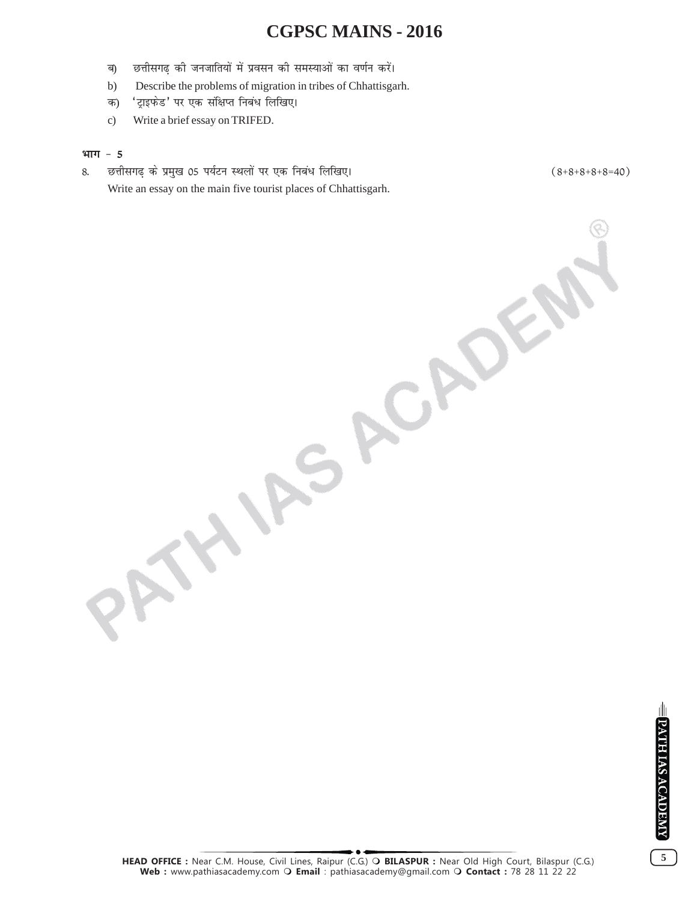ब) छत्तीसगढ़ की जनजातियों में प्रवसन की समस्याओं का वर्णन करें।

b) Describe the problems of migration in tribes of Chhattisgarh.

क) 'ट्राइफेड' पर एक संक्षिप्त निबंध लिखिए।

c) Write a brief essay on TRIFED.

**भाग - 5**

8. छत्तीसगढ़ के प्रमुख 05 पर्यटन स्थलों पर एक निबंध लिखिए। (8+8+8+8+8=40)

Write an essay on the main five tourist places of Chhattisgarh.